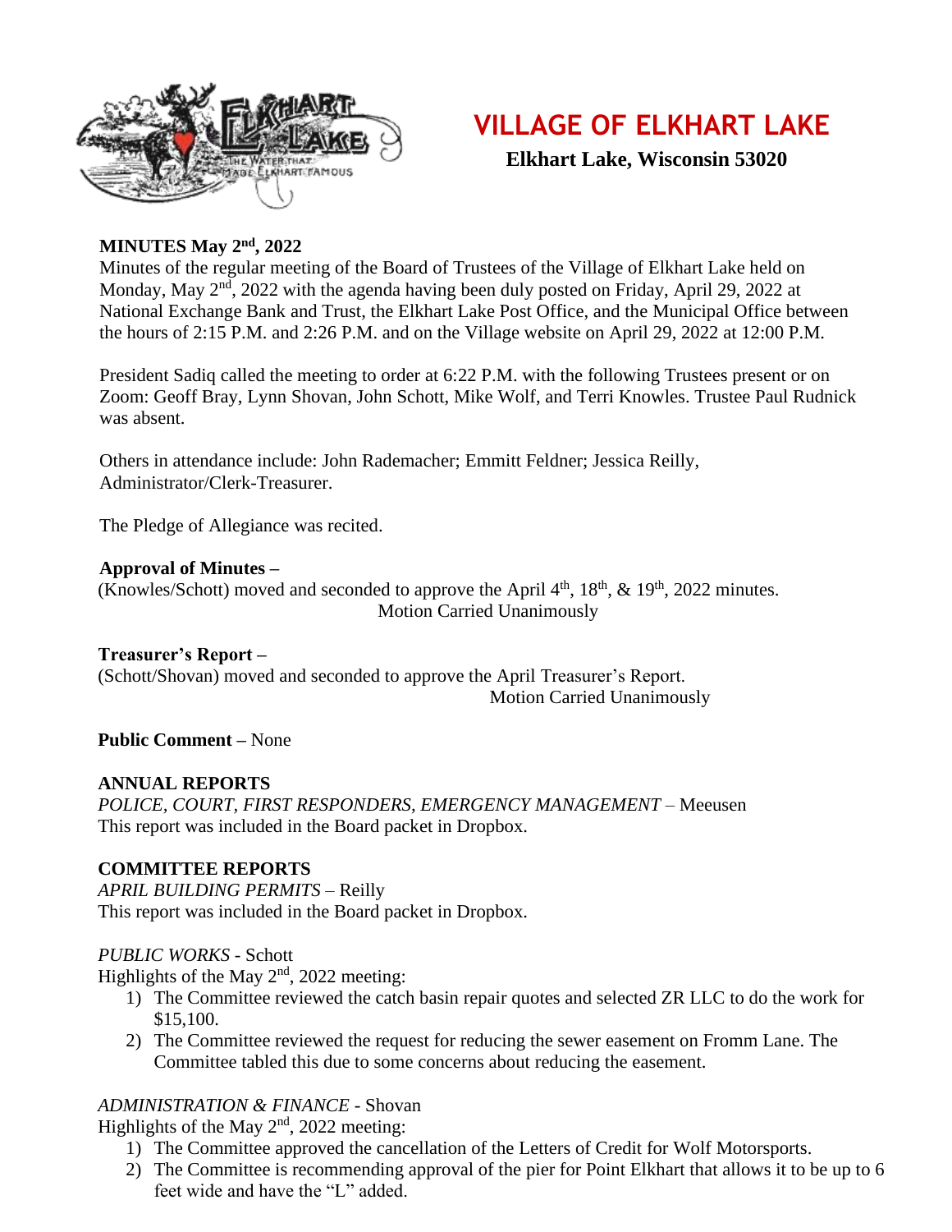# VILLAGE OF ELKHART LAKE

**Elkhart Lake, Wisconsin 53020**

**MINUTES May 2nd, 2022**

Minutes of the regular meeting of the Board of Trustees of the Village of Elkhart Lake held on Monday, May 2nd, 2022 with the agenda having been duly posted on Friday, April 29, 2022 at National Exchange Bank and Trust, the Elkhart Lake Post Office, and the Municipal Office between the hours of 2:15 P.M. and 2:26 P.M. and on the Village website on April 29, 2022 at 12:00 P.M.

President Sadiq called the meeting to order at 6:22 P.M. with the following Trustees present or on Zoom: Geoff Bray, Lynn Shovan, John Schott, Mike Wolf, and Terri Knowles. Trustee Paul Rudnick was absent.

Others in attendance include: John Rademacher; Emmitt Feldner; Jessica Reilly, Administrator/Clerk-Treasurer.

The Pledge of Allegiance was recited.

**Approval of Minutes –**

(Knowles/Schott) moved and seconded to approve the April 4th, 18th, & 19th, 2022 minutes.

Motion Carried Unanimously

**Treasurer's Report –**

(Schott/Shovan) moved and seconded to approve the April Treasurer's Report.

Motion Carried Unanimously

**Public Comment –** None

**ANNUAL REPORTS**

*POLICE, COURT, FIRST RESPONDERS, EMERGENCY MANAGEMENT* – Meeusen

This report was included in the Board packet in Dropbox.

**COMMITTEE REPORTS**

*APRIL BUILDING PERMITS* – Reilly

This report was included in the Board packet in Dropbox.

*PUBLIC WORKS* - Schott

Highlights of the May 2nd, 2022 meeting:

1) The Committee reviewed the catch basin repair quotes and selected ZR LLC to do the work for $15,100.
2) The Committee reviewed the request for reducing the sewer easement on Fromm Lane. The Committee tabled this due to some concerns about reducing the easement.

*ADMINISTRATION & FINANCE* - Shovan

Highlights of the May 2nd, 2022 meeting:

1) The Committee approved the cancellation of the Letters of Credit for Wolf Motorsports.
2) The Committee is recommending approval of the pier for Point Elkhart that allows it to be up to 6 feet wide and have the "L" added.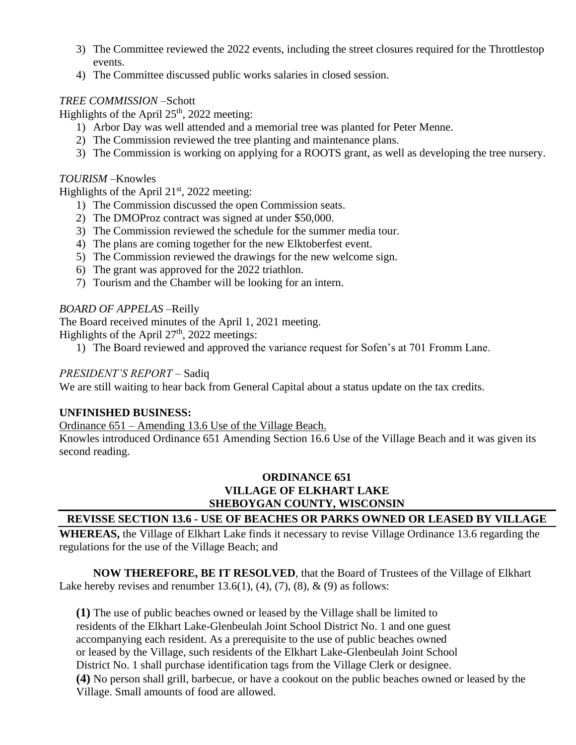3) The Committee reviewed the 2022 events, including the street closures required for the Throttlestop events.
4) The Committee discussed public works salaries in closed session.

*TREE COMMISSION* –Schott

Highlights of the April 25th, 2022 meeting:

1) Arbor Day was well attended and a memorial tree was planted for Peter Menne.
2) The Commission reviewed the tree planting and maintenance plans.
3) The Commission is working on applying for a ROOTS grant, as well as developing the tree nursery.

*TOURISM* –Knowles

Highlights of the April 21st, 2022 meeting:

1) The Commission discussed the open Commission seats.
2) The DMOProz contract was signed at under $50,000.
3) The Commission reviewed the schedule for the summer media tour.
4) The plans are coming together for the new Elktoberfest event.
5) The Commission reviewed the drawings for the new welcome sign.
6) The grant was approved for the 2022 triathlon.
7) Tourism and the Chamber will be looking for an intern.

*BOARD OF APPELAS* –Reilly

The Board received minutes of the April 1, 2021 meeting.

Highlights of the April 27th, 2022 meetings:

1) The Board reviewed and approved the variance request for Sofen's at 701 Fromm Lane.

*PRESIDENT'S REPORT* – Sadiq

We are still waiting to hear back from General Capital about a status update on the tax credits.

**UNFINISHED BUSINESS:**

Ordinance 651 – Amending 13.6 Use of the Village Beach.

Knowles introduced Ordinance 651 Amending Section 16.6 Use of the Village Beach and it was given its second reading.

**ORDINANCE 651**
**VILLAGE OF ELKHART LAKE**
**SHEBOYGAN COUNTY, WISCONSIN**

**REVISSE SECTION 13.6 - USE OF BEACHES OR PARKS OWNED OR LEASED BY VILLAGE**

**WHEREAS,** the Village of Elkhart Lake finds it necessary to revise Village Ordinance 13.6 regarding the regulations for the use of the Village Beach; and

**NOW THEREFORE, BE IT RESOLVED**, that the Board of Trustees of the Village of Elkhart Lake hereby revises and renumber 13.6(1), (4), (7), (8), & (9) as follows:

**(1)** The use of public beaches owned or leased by the Village shall be limited to residents of the Elkhart Lake-Glenbeulah Joint School District No. 1 and one guest accompanying each resident. As a prerequisite to the use of public beaches owned or leased by the Village, such residents of the Elkhart Lake-Glenbeulah Joint School District No. 1 shall purchase identification tags from the Village Clerk or designee.

**(4)** No person shall grill, barbecue, or have a cookout on the public beaches owned or leased by the Village. Small amounts of food are allowed.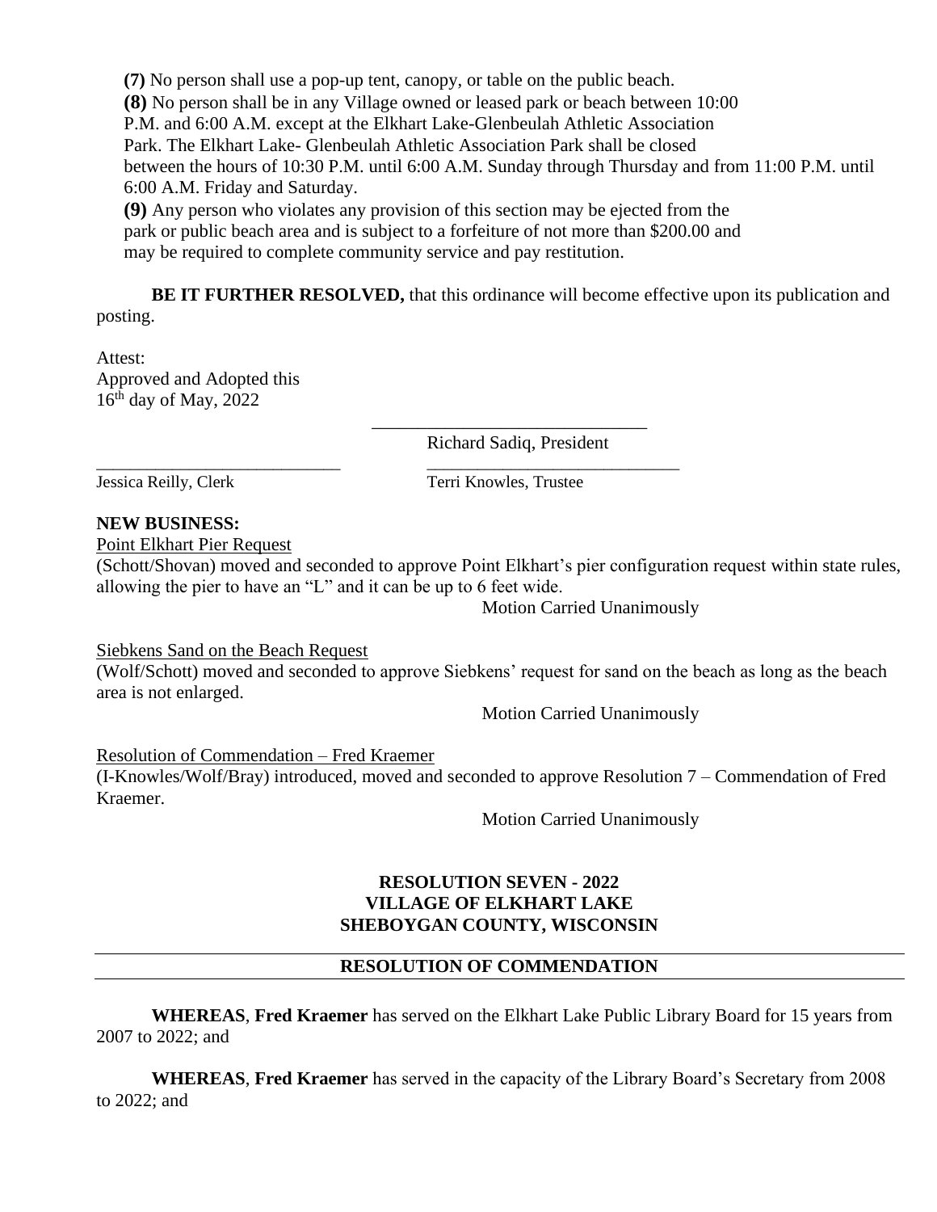**(7)** No person shall use a pop-up tent, canopy, or table on the public beach.

**(8)** No person shall be in any Village owned or leased park or beach between 10:00 P.M. and 6:00 A.M. except at the Elkhart Lake-Glenbeulah Athletic Association Park. The Elkhart Lake- Glenbeulah Athletic Association Park shall be closed between the hours of 10:30 P.M. until 6:00 A.M. Sunday through Thursday and from 11:00 P.M. until 6:00 A.M. Friday and Saturday.

**(9)** Any person who violates any provision of this section may be ejected from the park or public beach area and is subject to a forfeiture of not more than $200.00 and may be required to complete community service and pay restitution.

**BE IT FURTHER RESOLVED,** that this ordinance will become effective upon its publication and posting.

Attest:
Approved and Adopted this
16th day of May, 2022

______________________________
Richard Sadiq, President

______________________________
Jessica Reilly, Clerk

______________________________
Terri Knowles, Trustee

**NEW BUSINESS:**

Point Elkhart Pier Request

(Schott/Shovan) moved and seconded to approve Point Elkhart's pier configuration request within state rules, allowing the pier to have an "L" and it can be up to 6 feet wide.

Motion Carried Unanimously

Siebkens Sand on the Beach Request

(Wolf/Schott) moved and seconded to approve Siebkens' request for sand on the beach as long as the beach area is not enlarged.

Motion Carried Unanimously

Resolution of Commendation – Fred Kraemer

(I-Knowles/Wolf/Bray) introduced, moved and seconded to approve Resolution 7 – Commendation of Fred Kraemer.

Motion Carried Unanimously

**RESOLUTION SEVEN - 2022**
**VILLAGE OF ELKHART LAKE**
**SHEBOYGAN COUNTY, WISCONSIN**

**RESOLUTION OF COMMENDATION**

**WHEREAS**, **Fred Kraemer** has served on the Elkhart Lake Public Library Board for 15 years from 2007 to 2022; and

**WHEREAS**, **Fred Kraemer** has served in the capacity of the Library Board's Secretary from 2008 to 2022; and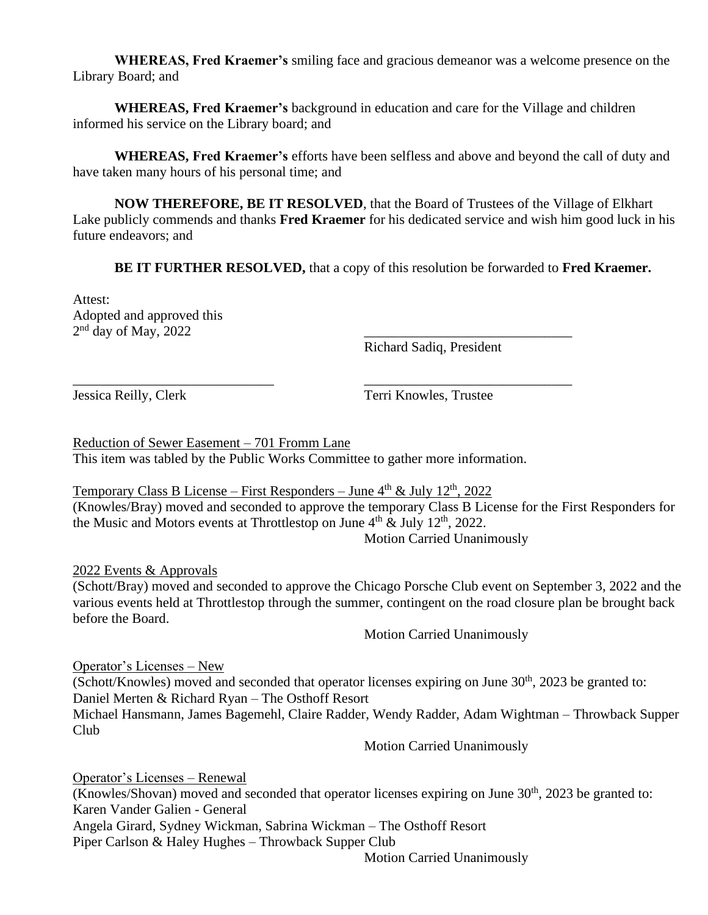**WHEREAS, Fred Kraemer's** smiling face and gracious demeanor was a welcome presence on the Library Board; and

**WHEREAS, Fred Kraemer's** background in education and care for the Village and children informed his service on the Library board; and

**WHEREAS, Fred Kraemer's** efforts have been selfless and above and beyond the call of duty and have taken many hours of his personal time; and

**NOW THEREFORE, BE IT RESOLVED**, that the Board of Trustees of the Village of Elkhart Lake publicly commends and thanks **Fred Kraemer** for his dedicated service and wish him good luck in his future endeavors; and

**BE IT FURTHER RESOLVED,** that a copy of this resolution be forwarded to **Fred Kraemer.**

Attest:
Adopted and approved this
2nd day of May, 2022

______________________________
Richard Sadiq, President

______________________________
Jessica Reilly, Clerk

______________________________
Terri Knowles, Trustee

Reduction of Sewer Easement – 701 Fromm Lane
This item was tabled by the Public Works Committee to gather more information.

Temporary Class B License – First Responders – June 4th & July 12th, 2022
(Knowles/Bray) moved and seconded to approve the temporary Class B License for the First Responders for the Music and Motors events at Throttlestop on June 4th & July 12th, 2022.
Motion Carried Unanimously

2022 Events & Approvals
(Schott/Bray) moved and seconded to approve the Chicago Porsche Club event on September 3, 2022 and the various events held at Throttlestop through the summer, contingent on the road closure plan be brought back before the Board.
Motion Carried Unanimously

Operator's Licenses – New
(Schott/Knowles) moved and seconded that operator licenses expiring on June 30th, 2023 be granted to:
Daniel Merten & Richard Ryan – The Osthoff Resort
Michael Hansmann, James Bagemehl, Claire Radder, Wendy Radder, Adam Wightman – Throwback Supper Club
Motion Carried Unanimously

Operator's Licenses – Renewal
(Knowles/Shovan) moved and seconded that operator licenses expiring on June 30th, 2023 be granted to:
Karen Vander Galien - General
Angela Girard, Sydney Wickman, Sabrina Wickman – The Osthoff Resort
Piper Carlson & Haley Hughes – Throwback Supper Club
Motion Carried Unanimously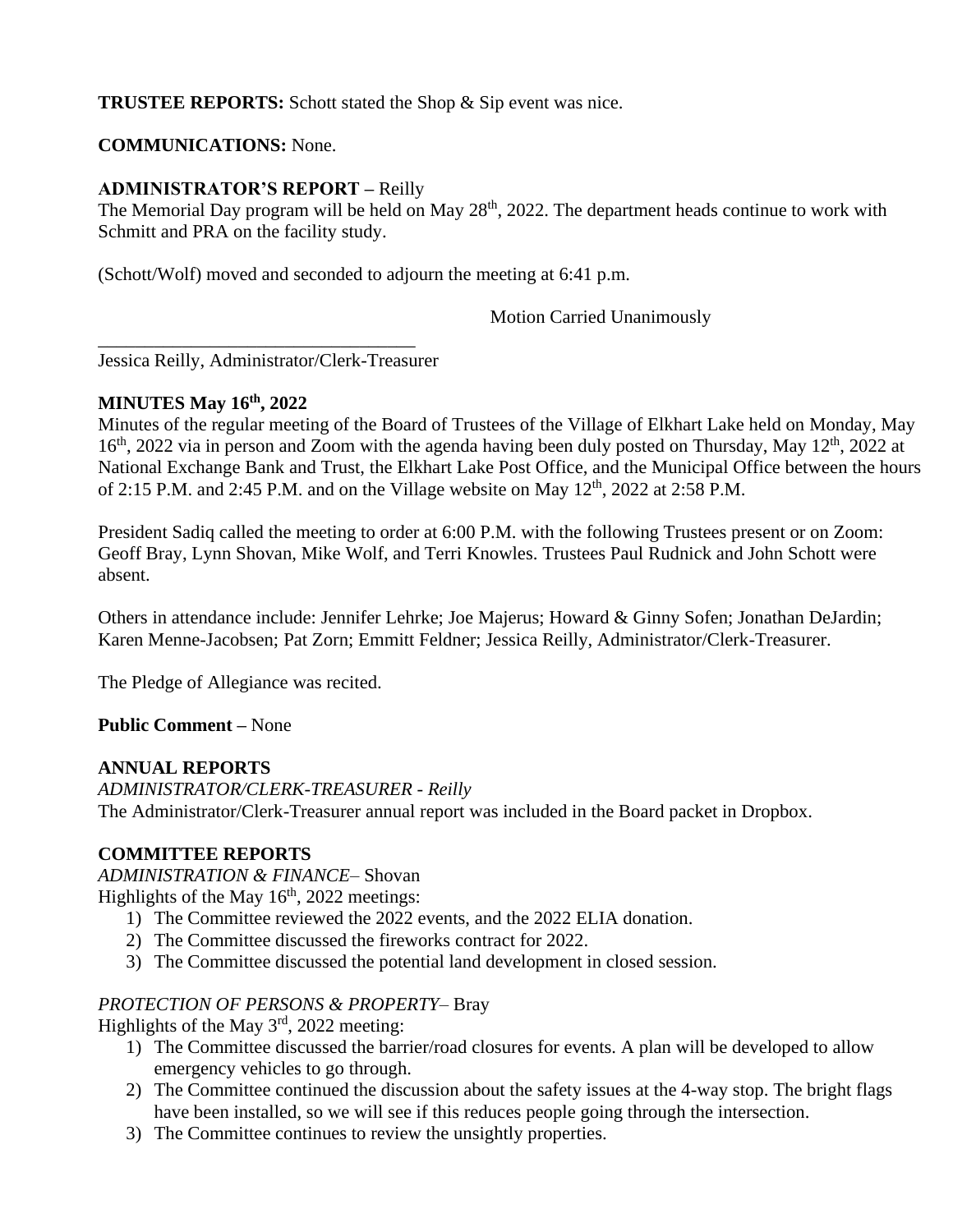**TRUSTEE REPORTS:** Schott stated the Shop & Sip event was nice.

**COMMUNICATIONS:** None.

**ADMINISTRATOR'S REPORT –** Reilly
The Memorial Day program will be held on May 28th, 2022. The department heads continue to work with Schmitt and PRA on the facility study.

(Schott/Wolf) moved and seconded to adjourn the meeting at 6:41 p.m.

Motion Carried Unanimously

___________________________________
Jessica Reilly, Administrator/Clerk-Treasurer

**MINUTES May 16th, 2022**
Minutes of the regular meeting of the Board of Trustees of the Village of Elkhart Lake held on Monday, May 16th, 2022 via in person and Zoom with the agenda having been duly posted on Thursday, May 12th, 2022 at National Exchange Bank and Trust, the Elkhart Lake Post Office, and the Municipal Office between the hours of 2:15 P.M. and 2:45 P.M. and on the Village website on May 12th, 2022 at 2:58 P.M.

President Sadiq called the meeting to order at 6:00 P.M. with the following Trustees present or on Zoom: Geoff Bray, Lynn Shovan, Mike Wolf, and Terri Knowles. Trustees Paul Rudnick and John Schott were absent.

Others in attendance include: Jennifer Lehrke; Joe Majerus; Howard & Ginny Sofen; Jonathan DeJardin; Karen Menne-Jacobsen; Pat Zorn; Emmitt Feldner; Jessica Reilly, Administrator/Clerk-Treasurer.

The Pledge of Allegiance was recited.

**Public Comment –** None

**ANNUAL REPORTS**
*ADMINISTRATOR/CLERK-TREASURER - Reilly*
The Administrator/Clerk-Treasurer annual report was included in the Board packet in Dropbox.

**COMMITTEE REPORTS**
*ADMINISTRATION & FINANCE*– Shovan
Highlights of the May 16th, 2022 meetings:

1) The Committee reviewed the 2022 events, and the 2022 ELIA donation.
2) The Committee discussed the fireworks contract for 2022.
3) The Committee discussed the potential land development in closed session.

*PROTECTION OF PERSONS & PROPERTY*– Bray
Highlights of the May 3rd, 2022 meeting:

1) The Committee discussed the barrier/road closures for events. A plan will be developed to allow emergency vehicles to go through.
2) The Committee continued the discussion about the safety issues at the 4-way stop. The bright flags have been installed, so we will see if this reduces people going through the intersection.
3) The Committee continues to review the unsightly properties.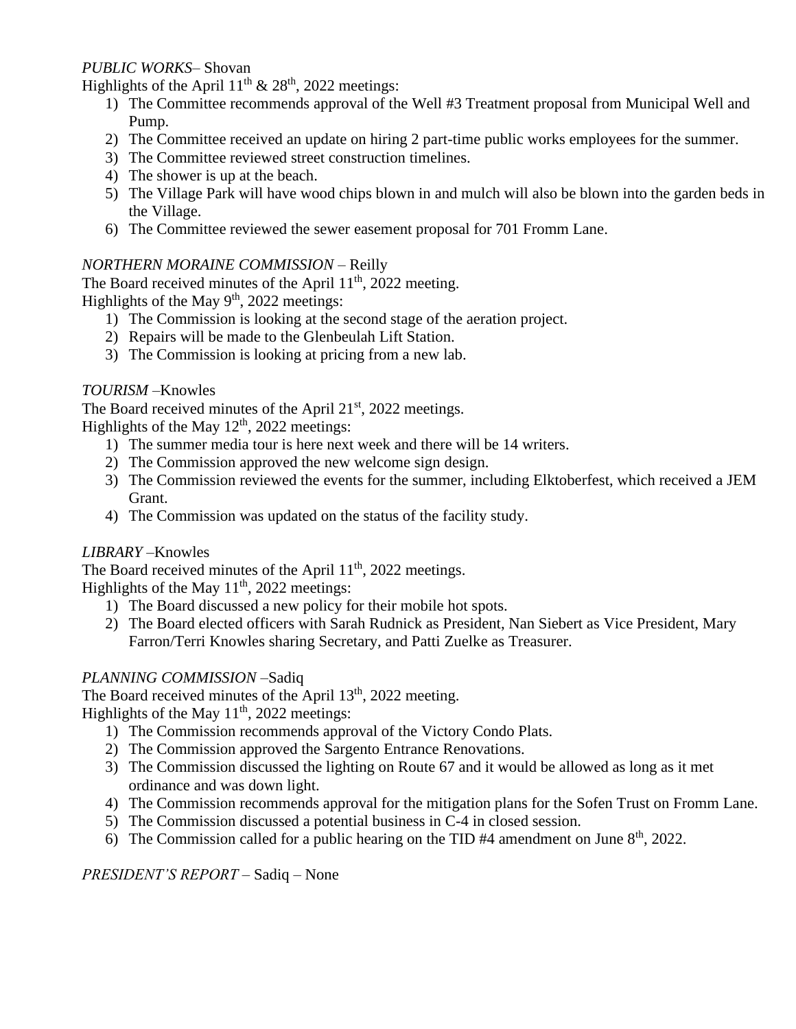*PUBLIC WORKS*– Shovan

Highlights of the April 11th & 28th, 2022 meetings:

1) The Committee recommends approval of the Well #3 Treatment proposal from Municipal Well and Pump.
2) The Committee received an update on hiring 2 part-time public works employees for the summer.
3) The Committee reviewed street construction timelines.
4) The shower is up at the beach.
5) The Village Park will have wood chips blown in and mulch will also be blown into the garden beds in the Village.
6) The Committee reviewed the sewer easement proposal for 701 Fromm Lane.

*NORTHERN MORAINE COMMISSION* – Reilly

The Board received minutes of the April 11th, 2022 meeting.

Highlights of the May 9th, 2022 meetings:

1) The Commission is looking at the second stage of the aeration project.
2) Repairs will be made to the Glenbeulah Lift Station.
3) The Commission is looking at pricing from a new lab.

*TOURISM* –Knowles

The Board received minutes of the April 21st, 2022 meetings.

Highlights of the May 12th, 2022 meetings:

1) The summer media tour is here next week and there will be 14 writers.
2) The Commission approved the new welcome sign design.
3) The Commission reviewed the events for the summer, including Elktoberfest, which received a JEM Grant.
4) The Commission was updated on the status of the facility study.

*LIBRARY* –Knowles

The Board received minutes of the April 11th, 2022 meetings.

Highlights of the May 11th, 2022 meetings:

1) The Board discussed a new policy for their mobile hot spots.
2) The Board elected officers with Sarah Rudnick as President, Nan Siebert as Vice President, Mary Farron/Terri Knowles sharing Secretary, and Patti Zuelke as Treasurer.

*PLANNING COMMISSION* –Sadiq

The Board received minutes of the April 13th, 2022 meeting.

Highlights of the May 11th, 2022 meetings:

1) The Commission recommends approval of the Victory Condo Plats.
2) The Commission approved the Sargento Entrance Renovations.
3) The Commission discussed the lighting on Route 67 and it would be allowed as long as it met ordinance and was down light.
4) The Commission recommends approval for the mitigation plans for the Sofen Trust on Fromm Lane.
5) The Commission discussed a potential business in C-4 in closed session.
6) The Commission called for a public hearing on the TID #4 amendment on June 8th, 2022.

*PRESIDENT'S REPORT* – Sadiq – None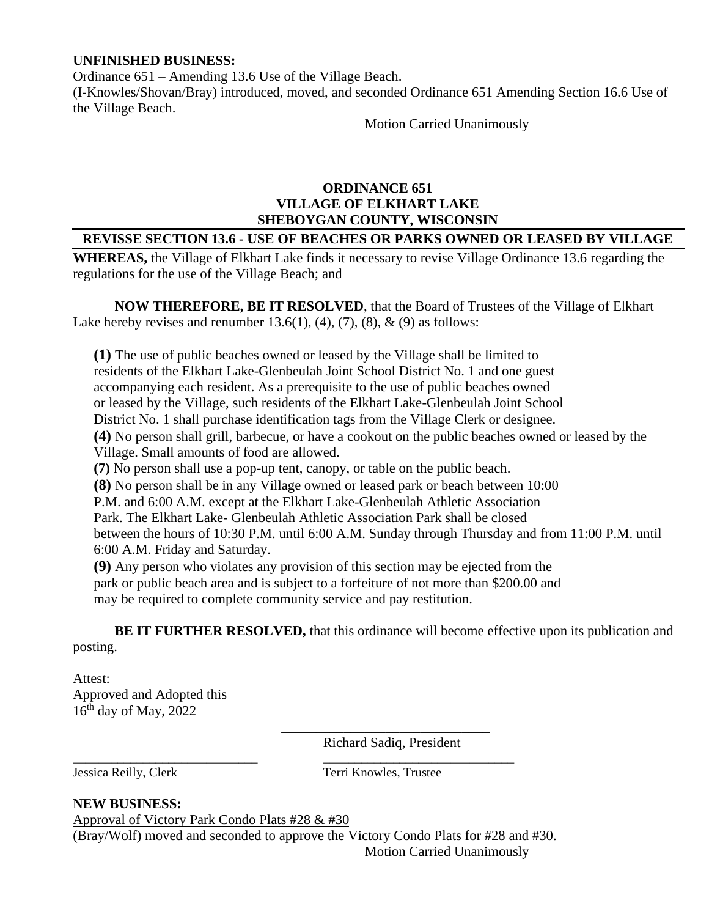**UNFINISHED BUSINESS:**

Ordinance 651 – Amending 13.6 Use of the Village Beach.

(I-Knowles/Shovan/Bray) introduced, moved, and seconded Ordinance 651 Amending Section 16.6 Use of the Village Beach.

Motion Carried Unanimously

**ORDINANCE 651**
**VILLAGE OF ELKHART LAKE**
**SHEBOYGAN COUNTY, WISCONSIN**

**REVISSE SECTION 13.6 - USE OF BEACHES OR PARKS OWNED OR LEASED BY VILLAGE**

**WHEREAS,** the Village of Elkhart Lake finds it necessary to revise Village Ordinance 13.6 regarding the regulations for the use of the Village Beach; and

**NOW THEREFORE, BE IT RESOLVED**, that the Board of Trustees of the Village of Elkhart Lake hereby revises and renumber 13.6(1), (4), (7), (8), & (9) as follows:

**(1)** The use of public beaches owned or leased by the Village shall be limited to residents of the Elkhart Lake-Glenbeulah Joint School District No. 1 and one guest accompanying each resident. As a prerequisite to the use of public beaches owned or leased by the Village, such residents of the Elkhart Lake-Glenbeulah Joint School District No. 1 shall purchase identification tags from the Village Clerk or designee.

**(4)** No person shall grill, barbecue, or have a cookout on the public beaches owned or leased by the Village. Small amounts of food are allowed.

**(7)** No person shall use a pop-up tent, canopy, or table on the public beach.

**(8)** No person shall be in any Village owned or leased park or beach between 10:00 P.M. and 6:00 A.M. except at the Elkhart Lake-Glenbeulah Athletic Association Park. The Elkhart Lake- Glenbeulah Athletic Association Park shall be closed between the hours of 10:30 P.M. until 6:00 A.M. Sunday through Thursday and from 11:00 P.M. until 6:00 A.M. Friday and Saturday.

**(9)** Any person who violates any provision of this section may be ejected from the park or public beach area and is subject to a forfeiture of not more than $200.00 and may be required to complete community service and pay restitution.

**BE IT FURTHER RESOLVED,** that this ordinance will become effective upon its publication and posting.

Attest:
Approved and Adopted this
16th day of May, 2022

\_\_\_\_\_\_\_\_\_\_\_\_\_\_\_\_\_\_\_\_\_\_\_\_\_\_\_\_\_\_
Richard Sadiq, President

\_\_\_\_\_\_\_\_\_\_\_\_\_\_\_\_\_\_\_\_\_\_\_\_\_\_\_\_\_\_
Jessica Reilly, Clerk

\_\_\_\_\_\_\_\_\_\_\_\_\_\_\_\_\_\_\_\_\_\_\_\_\_\_\_\_\_\_
Terri Knowles, Trustee

**NEW BUSINESS:**

Approval of Victory Park Condo Plats #28 & #30

(Bray/Wolf) moved and seconded to approve the Victory Condo Plats for #28 and #30.

Motion Carried Unanimously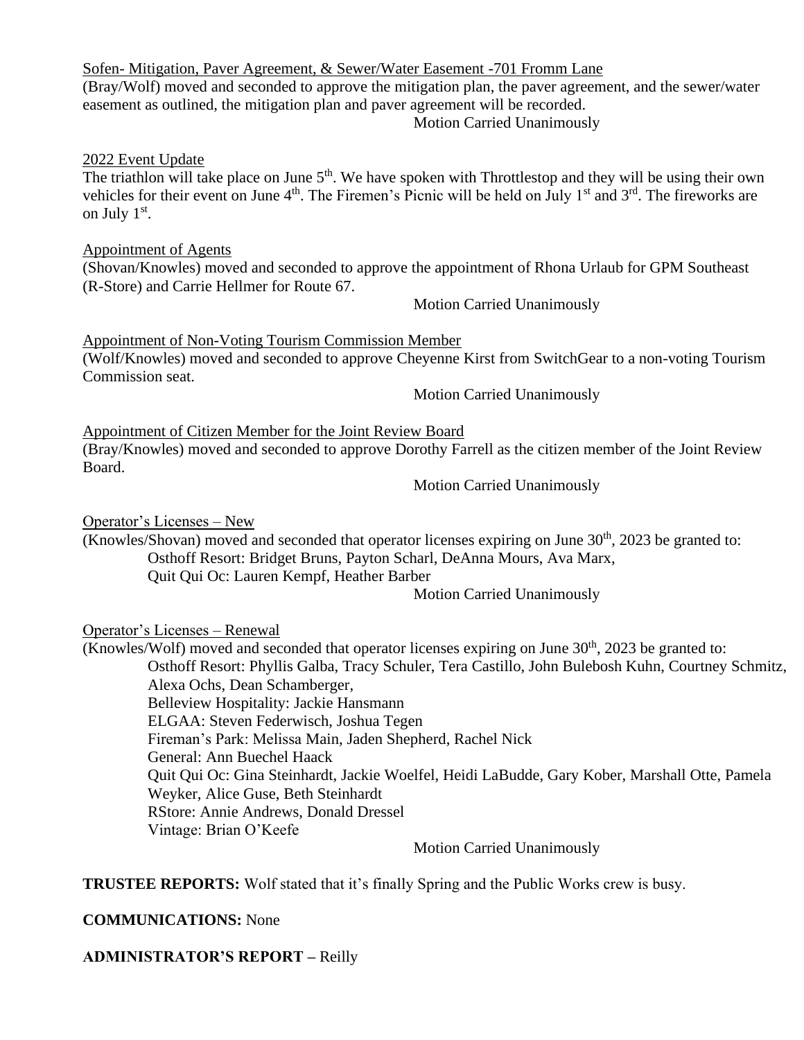Sofen- Mitigation, Paver Agreement, & Sewer/Water Easement -701 Fromm Lane

(Bray/Wolf) moved and seconded to approve the mitigation plan, the paver agreement, and the sewer/water easement as outlined, the mitigation plan and paver agreement will be recorded.

Motion Carried Unanimously

2022 Event Update

The triathlon will take place on June 5th. We have spoken with Throttlestop and they will be using their own vehicles for their event on June 4th. The Firemen's Picnic will be held on July 1st and 3rd. The fireworks are on July 1st.

Appointment of Agents

(Shovan/Knowles) moved and seconded to approve the appointment of Rhona Urlaub for GPM Southeast (R-Store) and Carrie Hellmer for Route 67.

Motion Carried Unanimously

Appointment of Non-Voting Tourism Commission Member

(Wolf/Knowles) moved and seconded to approve Cheyenne Kirst from SwitchGear to a non-voting Tourism Commission seat.

Motion Carried Unanimously

Appointment of Citizen Member for the Joint Review Board

(Bray/Knowles) moved and seconded to approve Dorothy Farrell as the citizen member of the Joint Review Board.

Motion Carried Unanimously

Operator's Licenses – New

(Knowles/Shovan) moved and seconded that operator licenses expiring on June 30th, 2023 be granted to:

Osthoff Resort: Bridget Bruns, Payton Scharl, DeAnna Mours, Ava Marx,
Quit Qui Oc: Lauren Kempf, Heather Barber

Motion Carried Unanimously

Operator's Licenses – Renewal

(Knowles/Wolf) moved and seconded that operator licenses expiring on June 30th, 2023 be granted to:

Osthoff Resort: Phyllis Galba, Tracy Schuler, Tera Castillo, John Bulebosh Kuhn, Courtney Schmitz, Alexa Ochs, Dean Schamberger,
Belleview Hospitality: Jackie Hansmann
ELGAA: Steven Federwisch, Joshua Tegen
Fireman's Park: Melissa Main, Jaden Shepherd, Rachel Nick
General: Ann Buechel Haack
Quit Qui Oc: Gina Steinhardt, Jackie Woelfel, Heidi LaBudde, Gary Kober, Marshall Otte, Pamela Weyker, Alice Guse, Beth Steinhardt
RStore: Annie Andrews, Donald Dressel
Vintage: Brian O'Keefe

Motion Carried Unanimously

**TRUSTEE REPORTS:** Wolf stated that it's finally Spring and the Public Works crew is busy.

**COMMUNICATIONS:** None

**ADMINISTRATOR'S REPORT –** Reilly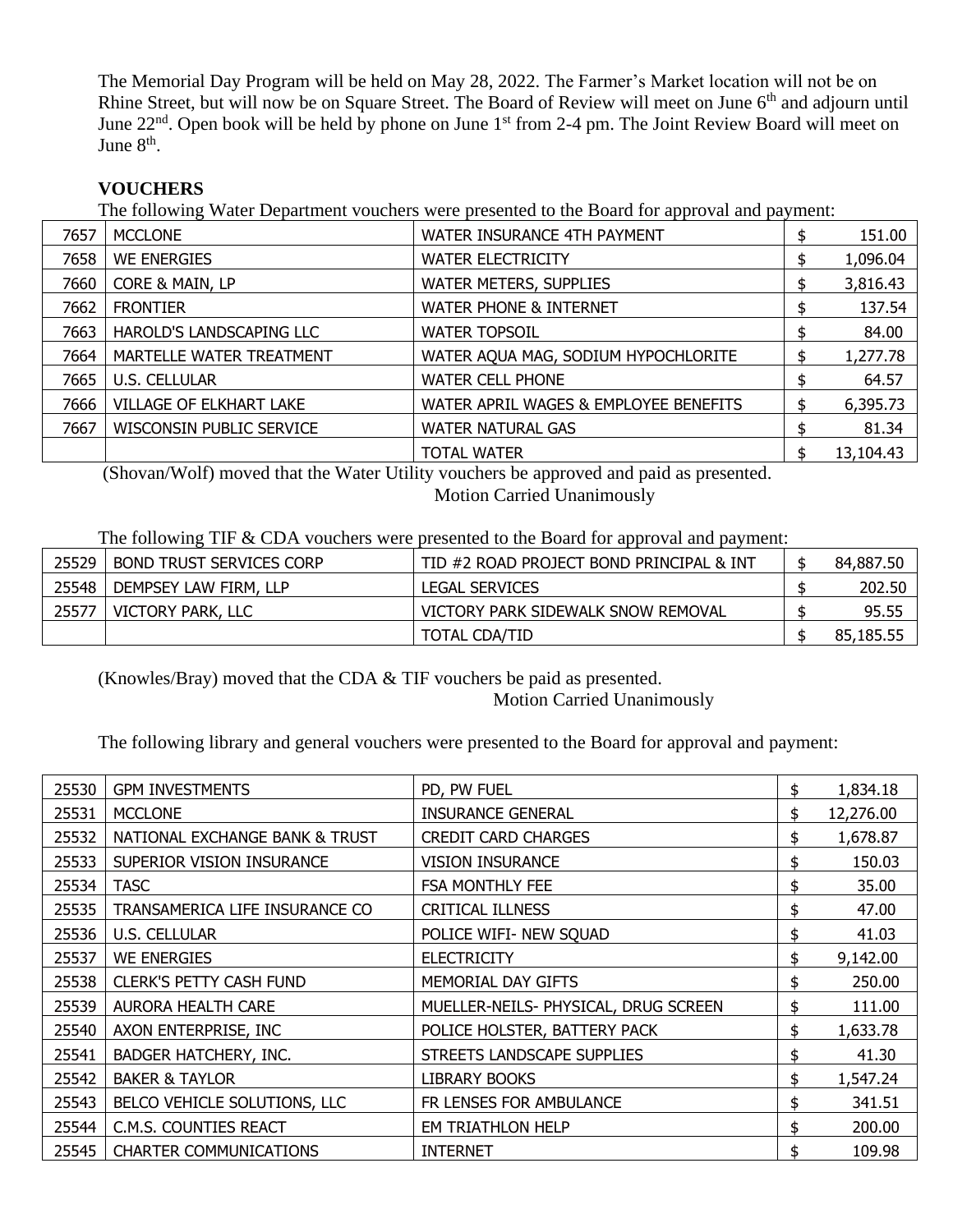The Memorial Day Program will be held on May 28, 2022. The Farmer's Market location will not be on Rhine Street, but will now be on Square Street. The Board of Review will meet on June 6th and adjourn until June 22nd. Open book will be held by phone on June 1st from 2-4 pm. The Joint Review Board will meet on June 8th.

**VOUCHERS**

The following Water Department vouchers were presented to the Board for approval and payment:

| | | | |
|---|---|---|---|
| 7657 | MCCLONE | WATER INSURANCE 4TH PAYMENT | $ 151.00 |
| 7658 | WE ENERGIES | WATER ELECTRICITY | $ 1,096.04 |
| 7660 | CORE & MAIN, LP | WATER METERS, SUPPLIES | $ 3,816.43 |
| 7662 | FRONTIER | WATER PHONE & INTERNET | $ 137.54 |
| 7663 | HAROLD'S LANDSCAPING LLC | WATER TOPSOIL | $ 84.00 |
| 7664 | MARTELLE WATER TREATMENT | WATER AQUA MAG, SODIUM HYPOCHLORITE | $ 1,277.78 |
| 7665 | U.S. CELLULAR | WATER CELL PHONE | $ 64.57 |
| 7666 | VILLAGE OF ELKHART LAKE | WATER APRIL WAGES & EMPLOYEE BENEFITS | $ 6,395.73 |
| 7667 | WISCONSIN PUBLIC SERVICE | WATER NATURAL GAS | $ 81.34 |
| | | TOTAL WATER | $ 13,104.43 |

(Shovan/Wolf) moved that the Water Utility vouchers be approved and paid as presented.

Motion Carried Unanimously

The following TIF & CDA vouchers were presented to the Board for approval and payment:

| | | | |
|---|---|---|---|
| 25529 | BOND TRUST SERVICES CORP | TID #2 ROAD PROJECT BOND PRINCIPAL & INT | $ 84,887.50 |
| 25548 | DEMPSEY LAW FIRM, LLP | LEGAL SERVICES | $ 202.50 |
| 25577 | VICTORY PARK, LLC | VICTORY PARK SIDEWALK SNOW REMOVAL | $ 95.55 |
| | | TOTAL CDA/TID | $ 85,185.55 |

(Knowles/Bray) moved that the CDA & TIF vouchers be paid as presented.

Motion Carried Unanimously

The following library and general vouchers were presented to the Board for approval and payment:

| | | | |
|---|---|---|---|
| 25530 | GPM INVESTMENTS | PD, PW FUEL | $ 1,834.18 |
| 25531 | MCCLONE | INSURANCE GENERAL | $ 12,276.00 |
| 25532 | NATIONAL EXCHANGE BANK & TRUST | CREDIT CARD CHARGES | $ 1,678.87 |
| 25533 | SUPERIOR VISION INSURANCE | VISION INSURANCE | $ 150.03 |
| 25534 | TASC | FSA MONTHLY FEE | $ 35.00 |
| 25535 | TRANSAMERICA LIFE INSURANCE CO | CRITICAL ILLNESS | $ 47.00 |
| 25536 | U.S. CELLULAR | POLICE WIFI- NEW SQUAD | $ 41.03 |
| 25537 | WE ENERGIES | ELECTRICITY | $ 9,142.00 |
| 25538 | CLERK'S PETTY CASH FUND | MEMORIAL DAY GIFTS | $ 250.00 |
| 25539 | AURORA HEALTH CARE | MUELLER-NEILS- PHYSICAL, DRUG SCREEN | $ 111.00 |
| 25540 | AXON ENTERPRISE, INC | POLICE HOLSTER, BATTERY PACK | $ 1,633.78 |
| 25541 | BADGER HATCHERY, INC. | STREETS LANDSCAPE SUPPLIES | $ 41.30 |
| 25542 | BAKER & TAYLOR | LIBRARY BOOKS | $ 1,547.24 |
| 25543 | BELCO VEHICLE SOLUTIONS, LLC | FR LENSES FOR AMBULANCE | $ 341.51 |
| 25544 | C.M.S. COUNTIES REACT | EM TRIATHLON HELP | $ 200.00 |
| 25545 | CHARTER COMMUNICATIONS | INTERNET | $ 109.98 |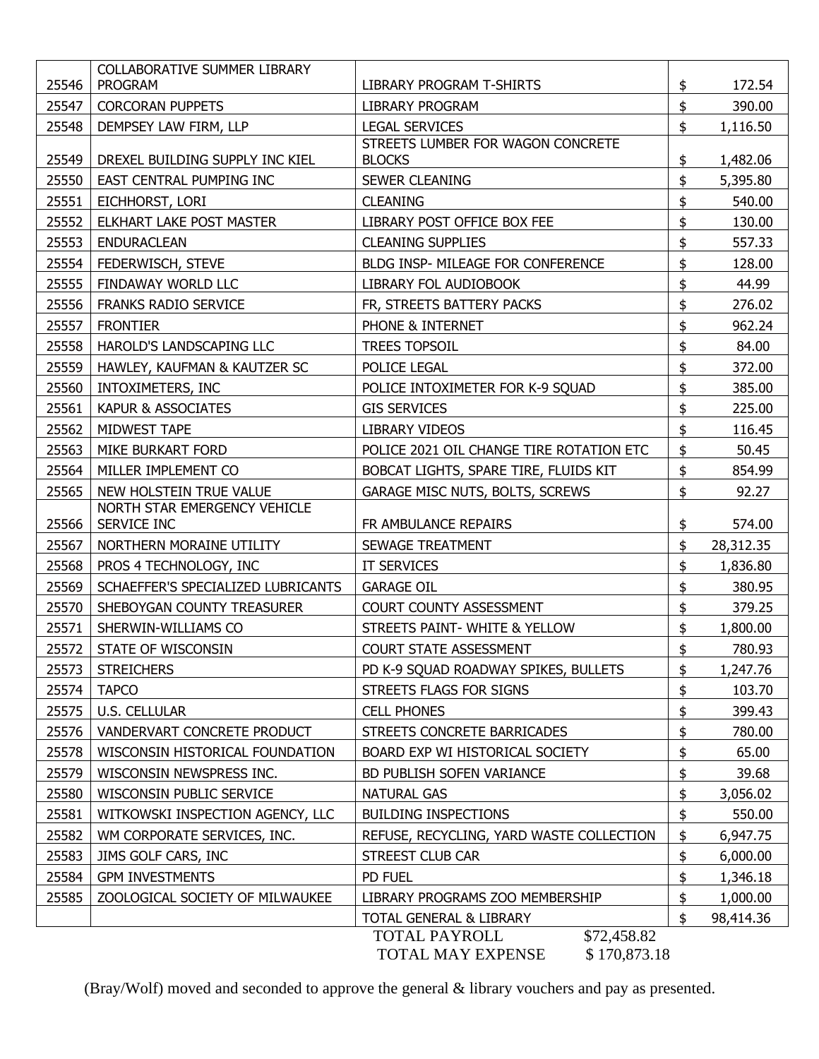| | | | | |
|---|---|---|---|---|
| 25546 | COLLABORATIVE SUMMER LIBRARY PROGRAM | LIBRARY PROGRAM T-SHIRTS | $ | 172.54 |
| 25547 | CORCORAN PUPPETS | LIBRARY PROGRAM | $ | 390.00 |
| 25548 | DEMPSEY LAW FIRM, LLP | LEGAL SERVICES | $ | 1,116.50 |
| 25549 | DREXEL BUILDING SUPPLY INC KIEL | STREETS LUMBER FOR WAGON CONCRETE BLOCKS | $ | 1,482.06 |
| 25550 | EAST CENTRAL PUMPING INC | SEWER CLEANING | $ | 5,395.80 |
| 25551 | EICHHORST, LORI | CLEANING | $ | 540.00 |
| 25552 | ELKHART LAKE POST MASTER | LIBRARY POST OFFICE BOX FEE | $ | 130.00 |
| 25553 | ENDURACLEAN | CLEANING SUPPLIES | $ | 557.33 |
| 25554 | FEDERWISCH, STEVE | BLDG INSP- MILEAGE FOR CONFERENCE | $ | 128.00 |
| 25555 | FINDAWAY WORLD LLC | LIBRARY FOL AUDIOBOOK | $ | 44.99 |
| 25556 | FRANKS RADIO SERVICE | FR, STREETS BATTERY PACKS | $ | 276.02 |
| 25557 | FRONTIER | PHONE & INTERNET | $ | 962.24 |
| 25558 | HAROLD'S LANDSCAPING LLC | TREES TOPSOIL | $ | 84.00 |
| 25559 | HAWLEY, KAUFMAN & KAUTZER SC | POLICE LEGAL | $ | 372.00 |
| 25560 | INTOXIMETERS, INC | POLICE INTOXIMETER FOR K-9 SQUAD | $ | 385.00 |
| 25561 | KAPUR & ASSOCIATES | GIS SERVICES | $ | 225.00 |
| 25562 | MIDWEST TAPE | LIBRARY VIDEOS | $ | 116.45 |
| 25563 | MIKE BURKART FORD | POLICE 2021 OIL CHANGE TIRE ROTATION ETC | $ | 50.45 |
| 25564 | MILLER IMPLEMENT CO | BOBCAT LIGHTS, SPARE TIRE, FLUIDS KIT | $ | 854.99 |
| 25565 | NEW HOLSTEIN TRUE VALUE | GARAGE MISC NUTS, BOLTS, SCREWS | $ | 92.27 |
| 25566 | NORTH STAR EMERGENCY VEHICLE SERVICE INC | FR AMBULANCE REPAIRS | $ | 574.00 |
| 25567 | NORTHERN MORAINE UTILITY | SEWAGE TREATMENT | $ | 28,312.35 |
| 25568 | PROS 4 TECHNOLOGY, INC | IT SERVICES | $ | 1,836.80 |
| 25569 | SCHAEFFER'S SPECIALIZED LUBRICANTS | GARAGE OIL | $ | 380.95 |
| 25570 | SHEBOYGAN COUNTY TREASURER | COURT COUNTY ASSESSMENT | $ | 379.25 |
| 25571 | SHERWIN-WILLIAMS CO | STREETS PAINT- WHITE & YELLOW | $ | 1,800.00 |
| 25572 | STATE OF WISCONSIN | COURT STATE ASSESSMENT | $ | 780.93 |
| 25573 | STREICHERS | PD K-9 SQUAD ROADWAY SPIKES, BULLETS | $ | 1,247.76 |
| 25574 | TAPCO | STREETS FLAGS FOR SIGNS | $ | 103.70 |
| 25575 | U.S. CELLULAR | CELL PHONES | $ | 399.43 |
| 25576 | VANDERVART CONCRETE PRODUCT | STREETS CONCRETE BARRICADES | $ | 780.00 |
| 25578 | WISCONSIN HISTORICAL FOUNDATION | BOARD EXP WI HISTORICAL SOCIETY | $ | 65.00 |
| 25579 | WISCONSIN NEWSPRESS INC. | BD PUBLISH SOFEN VARIANCE | $ | 39.68 |
| 25580 | WISCONSIN PUBLIC SERVICE | NATURAL GAS | $ | 3,056.02 |
| 25581 | WITKOWSKI INSPECTION AGENCY, LLC | BUILDING INSPECTIONS | $ | 550.00 |
| 25582 | WM CORPORATE SERVICES, INC. | REFUSE, RECYCLING, YARD WASTE COLLECTION | $ | 6,947.75 |
| 25583 | JIMS GOLF CARS, INC | STREEST CLUB CAR | $ | 6,000.00 |
| 25584 | GPM INVESTMENTS | PD FUEL | $ | 1,346.18 |
| 25585 | ZOOLOGICAL SOCIETY OF MILWAUKEE | LIBRARY PROGRAMS ZOO MEMBERSHIP | $ | 1,000.00 |
| | | TOTAL GENERAL & LIBRARY | $ | 98,414.36 |

TOTAL PAYROLL $72,458.82

TOTAL MAY EXPENSE $ 170,873.18

(Bray/Wolf) moved and seconded to approve the general & library vouchers and pay as presented.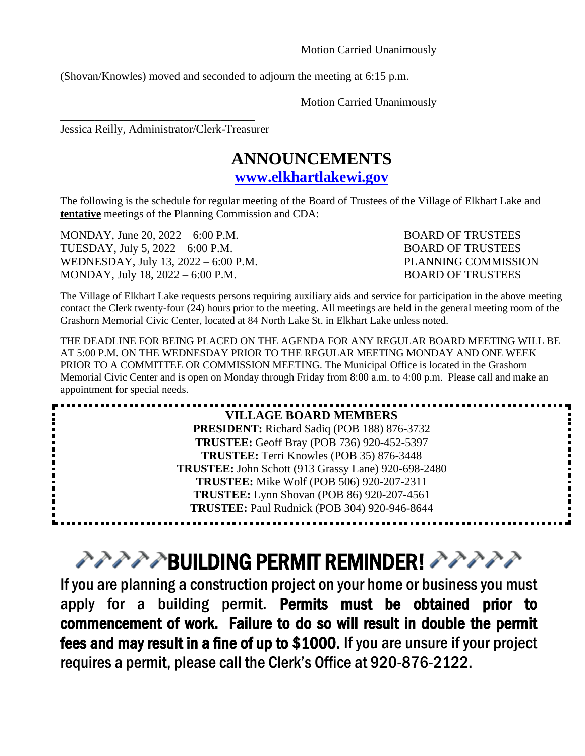Motion Carried Unanimously

(Shovan/Knowles) moved and seconded to adjourn the meeting at 6:15 p.m.

Motion Carried Unanimously

\_\_\_\_\_\_\_\_\_\_\_\_\_\_\_\_\_\_\_\_\_\_\_\_\_\_\_\_\_\_\_\_\_\_\_

Jessica Reilly, Administrator/Clerk-Treasurer

# ANNOUNCEMENTS

**www.elkhartlakewi.gov**

The following is the schedule for regular meeting of the Board of Trustees of the Village of Elkhart Lake and **tentative** meetings of the Planning Commission and CDA:

| | |
|---|---|
| MONDAY, June 20, 2022 – 6:00 P.M. | BOARD OF TRUSTEES |
| TUESDAY, July 5, 2022 – 6:00 P.M. | BOARD OF TRUSTEES |
| WEDNESDAY, July 13, 2022 – 6:00 P.M. | PLANNING COMMISSION |
| MONDAY, July 18, 2022 – 6:00 P.M. | BOARD OF TRUSTEES |

The Village of Elkhart Lake requests persons requiring auxiliary aids and service for participation in the above meeting contact the Clerk twenty-four (24) hours prior to the meeting. All meetings are held in the general meeting room of the Grashorn Memorial Civic Center, located at 84 North Lake St. in Elkhart Lake unless noted.

THE DEADLINE FOR BEING PLACED ON THE AGENDA FOR ANY REGULAR BOARD MEETING WILL BE AT 5:00 P.M. ON THE WEDNESDAY PRIOR TO THE REGULAR MEETING MONDAY AND ONE WEEK PRIOR TO A COMMITTEE OR COMMISSION MEETING. The Municipal Office is located in the Grashorn Memorial Civic Center and is open on Monday through Friday from 8:00 a.m. to 4:00 p.m. Please call and make an appointment for special needs.

**VILLAGE BOARD MEMBERS**

**PRESIDENT:** Richard Sadiq (POB 188) 876-3732
**TRUSTEE:** Geoff Bray (POB 736) 920-452-5397
**TRUSTEE:** Terri Knowles (POB 35) 876-3448
**TRUSTEE:** John Schott (913 Grassy Lane) 920-698-2480
**TRUSTEE:** Mike Wolf (POB 506) 920-207-2311
**TRUSTEE:** Lynn Shovan (POB 86) 920-207-4561
**TRUSTEE:** Paul Rudnick (POB 304) 920-946-8644

# BUILDING PERMIT REMINDER!

If you are planning a construction project on your home or business you must apply for a building permit. **Permits must be obtained prior to commencement of work. Failure to do so will result in double the permit fees and may result in a fine of up to $1000.** If you are unsure if your project requires a permit, please call the Clerk's Office at 920-876-2122.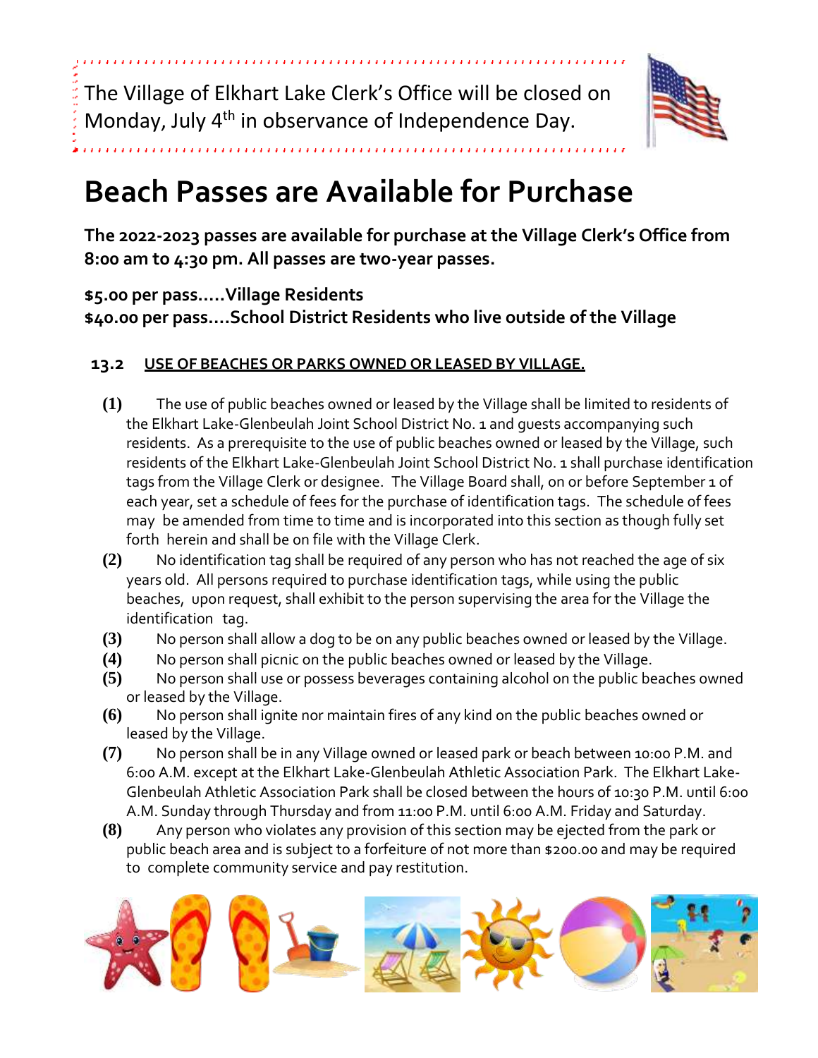The Village of Elkhart Lake Clerk's Office will be closed on Monday, July 4th in observance of Independence Day.

# Beach Passes are Available for Purchase

**The 2022-2023 passes are available for purchase at the Village Clerk's Office from 8:00 am to 4:30 pm. All passes are two-year passes.**

**$5.00 per pass.....Village Residents**
**$40.00 per pass....School District Residents who live outside of the Village**

**13.2 <u>USE OF BEACHES OR PARKS OWNED OR LEASED BY VILLAGE.</u>**

**(1)** The use of public beaches owned or leased by the Village shall be limited to residents of the Elkhart Lake-Glenbeulah Joint School District No. 1 and guests accompanying such residents. As a prerequisite to the use of public beaches owned or leased by the Village, such residents of the Elkhart Lake-Glenbeulah Joint School District No. 1 shall purchase identification tags from the Village Clerk or designee. The Village Board shall, on or before September 1 of each year, set a schedule of fees for the purchase of identification tags. The schedule of fees may be amended from time to time and is incorporated into this section as though fully set forth herein and shall be on file with the Village Clerk.

**(2)** No identification tag shall be required of any person who has not reached the age of six years old. All persons required to purchase identification tags, while using the public beaches, upon request, shall exhibit to the person supervising the area for the Village the identification tag.

**(3)** No person shall allow a dog to be on any public beaches owned or leased by the Village.

**(4)** No person shall picnic on the public beaches owned or leased by the Village.

**(5)** No person shall use or possess beverages containing alcohol on the public beaches owned or leased by the Village.

**(6)** No person shall ignite nor maintain fires of any kind on the public beaches owned or leased by the Village.

**(7)** No person shall be in any Village owned or leased park or beach between 10:00 P.M. and 6:00 A.M. except at the Elkhart Lake-Glenbeulah Athletic Association Park. The Elkhart Lake-Glenbeulah Athletic Association Park shall be closed between the hours of 10:30 P.M. until 6:00 A.M. Sunday through Thursday and from 11:00 P.M. until 6:00 A.M. Friday and Saturday.

**(8)** Any person who violates any provision of this section may be ejected from the park or public beach area and is subject to a forfeiture of not more than $200.00 and may be required to complete community service and pay restitution.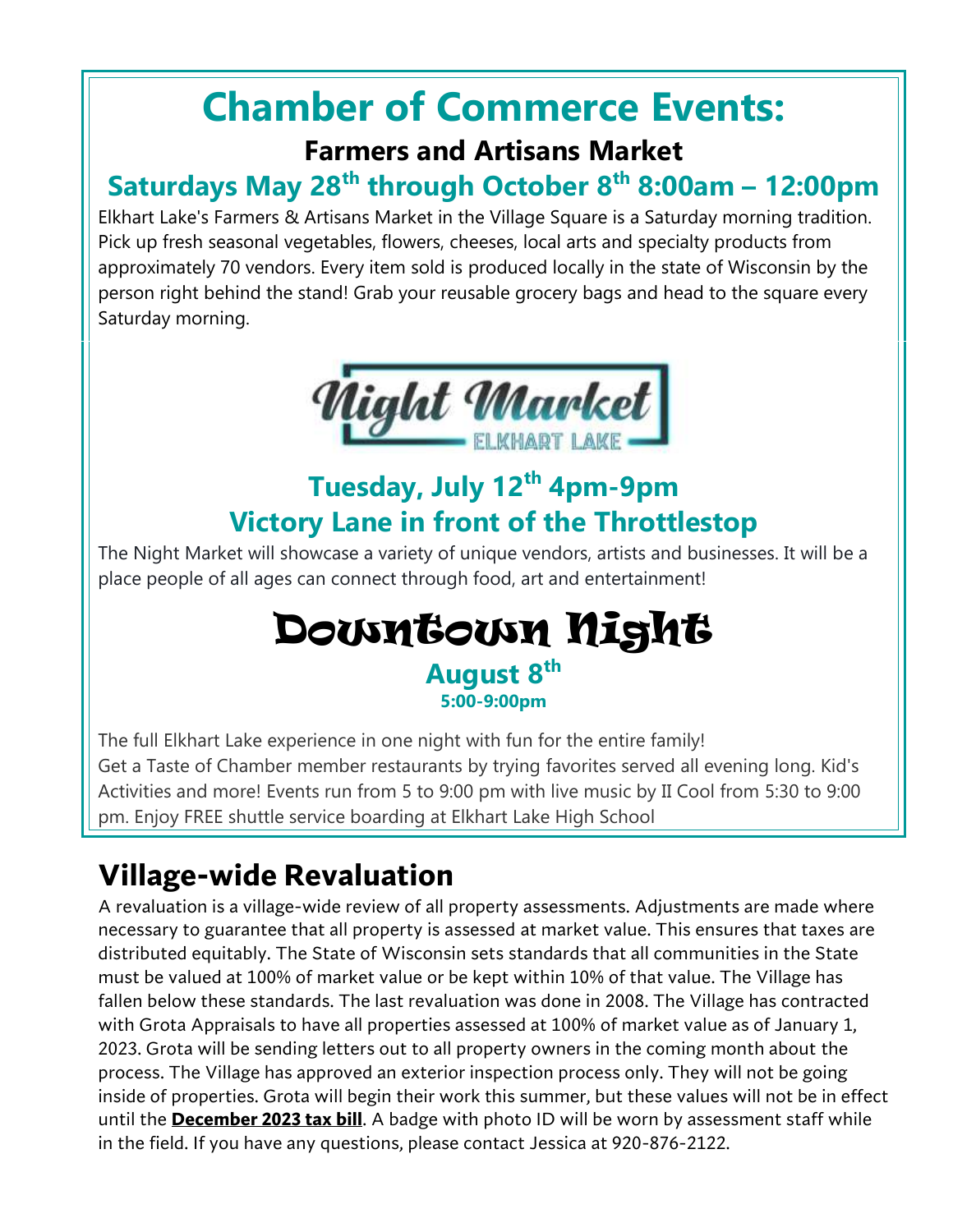# Chamber of Commerce Events:

### Farmers and Artisans Market

### Saturdays May 28th through October 8th 8:00am – 12:00pm

Elkhart Lake's Farmers & Artisans Market in the Village Square is a Saturday morning tradition. Pick up fresh seasonal vegetables, flowers, cheeses, local arts and specialty products from approximately 70 vendors. Every item sold is produced locally in the state of Wisconsin by the person right behind the stand! Grab your reusable grocery bags and head to the square every Saturday morning.

## Night Market
ELKHART LAKE

### Tuesday, July 12th 4pm-9pm
### Victory Lane in front of the Throttlestop

The Night Market will showcase a variety of unique vendors, artists and businesses. It will be a place people of all ages can connect through food, art and entertainment!

## Downtown Night

### August 8th
**5:00-9:00pm**

The full Elkhart Lake experience in one night with fun for the entire family!
Get a Taste of Chamber member restaurants by trying favorites served all evening long. Kid's Activities and more! Events run from 5 to 9:00 pm with live music by II Cool from 5:30 to 9:00 pm. Enjoy FREE shuttle service boarding at Elkhart Lake High School

## Village-wide Revaluation

A revaluation is a village-wide review of all property assessments. Adjustments are made where necessary to guarantee that all property is assessed at market value. This ensures that taxes are distributed equitably. The State of Wisconsin sets standards that all communities in the State must be valued at 100% of market value or be kept within 10% of that value. The Village has fallen below these standards. The last revaluation was done in 2008. The Village has contracted with Grota Appraisals to have all properties assessed at 100% of market value as of January 1, 2023. Grota will be sending letters out to all property owners in the coming month about the process. The Village has approved an exterior inspection process only. They will not be going inside of properties. Grota will begin their work this summer, but these values will not be in effect until the **December 2023 tax bill**. A badge with photo ID will be worn by assessment staff while in the field. If you have any questions, please contact Jessica at 920-876-2122.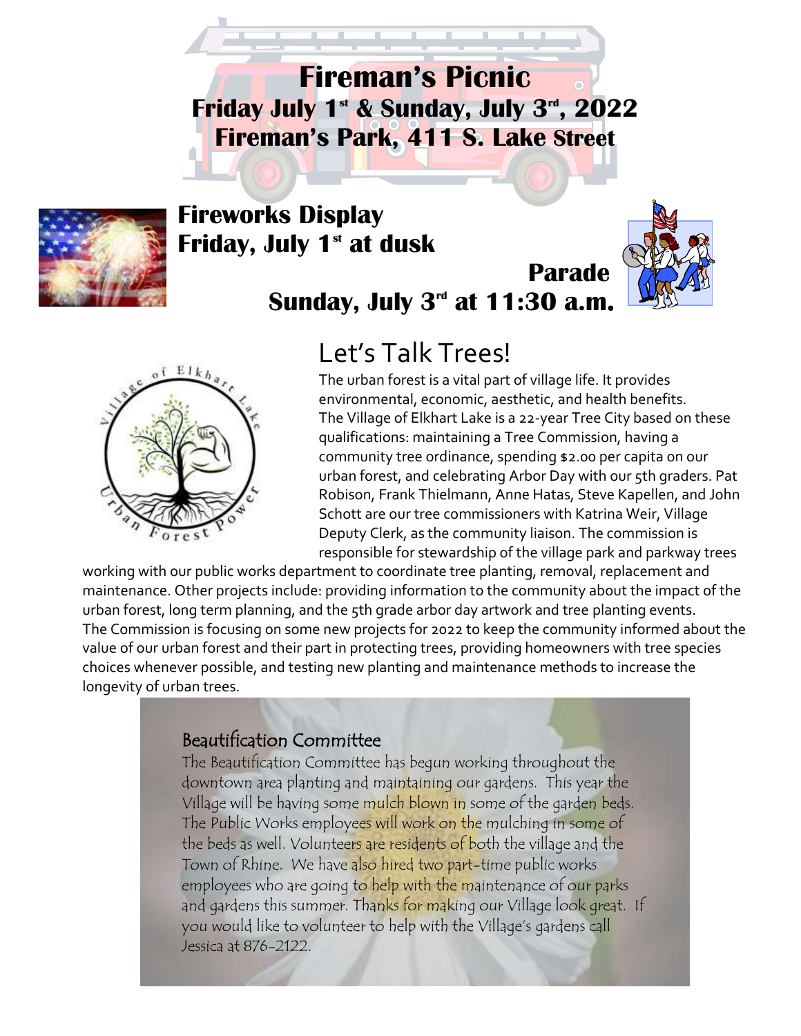# Fireman's Picnic

**Friday July 1st & Sunday, July 3rd, 2022**

**Fireman's Park, 411 S. Lake Street**

**Fireworks Display**
**Friday, July 1st at dusk**

**Parade**
**Sunday, July 3rd at 11:30 a.m.**

## Let's Talk Trees!

The urban forest is a vital part of village life. It provides environmental, economic, aesthetic, and health benefits. The Village of Elkhart Lake is a 22-year Tree City based on these qualifications: maintaining a Tree Commission, having a community tree ordinance, spending $2.00 per capita on our urban forest, and celebrating Arbor Day with our 5th graders. Pat Robison, Frank Thielmann, Anne Hatas, Steve Kapellen, and John Schott are our tree commissioners with Katrina Weir, Village Deputy Clerk, as the community liaison. The commission is responsible for stewardship of the village park and parkway trees working with our public works department to coordinate tree planting, removal, replacement and maintenance. Other projects include: providing information to the community about the impact of the urban forest, long term planning, and the 5th grade arbor day artwork and tree planting events. The Commission is focusing on some new projects for 2022 to keep the community informed about the value of our urban forest and their part in protecting trees, providing homeowners with tree species choices whenever possible, and testing new planting and maintenance methods to increase the longevity of urban trees.

### Beautification Committee

The Beautification Committee has begun working throughout the downtown area planting and maintaining our gardens. This year the Village will be having some mulch blown in some of the garden beds. The Public Works employees will work on the mulching in some of the beds as well. Volunteers are residents of both the village and the Town of Rhine. We have also hired two part-time public works employees who are going to help with the maintenance of our parks and gardens this summer. Thanks for making our Village look great. If you would like to volunteer to help with the Village's gardens call Jessica at 876-2122.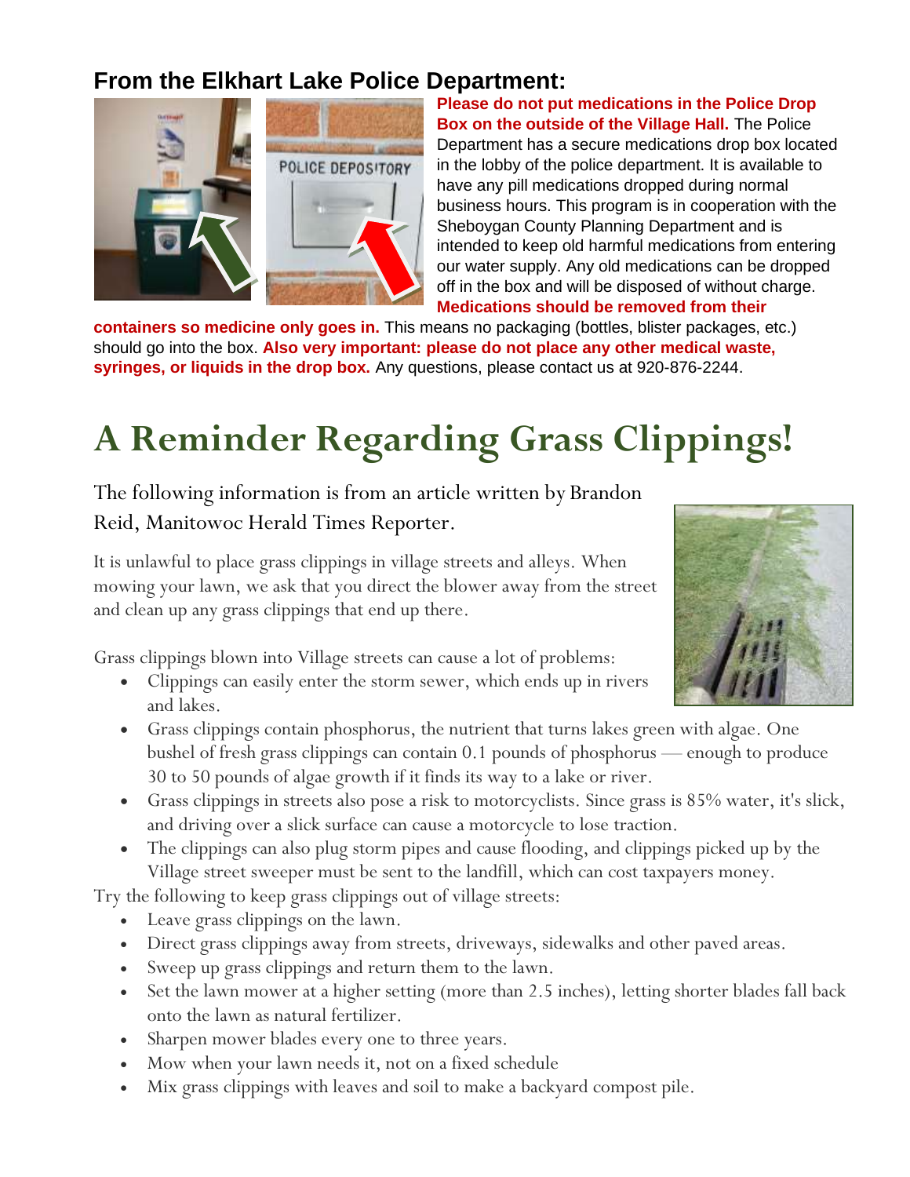## From the Elkhart Lake Police Department:

**Please do not put medications in the Police Drop Box on the outside of the Village Hall.** The Police Department has a secure medications drop box located in the lobby of the police department. It is available to have any pill medications dropped during normal business hours. This program is in cooperation with the Sheboygan County Planning Department and is intended to keep old harmful medications from entering our water supply. Any old medications can be dropped off in the box and will be disposed of without charge. **Medications should be removed from their containers so medicine only goes in.** This means no packaging (bottles, blister packages, etc.) should go into the box. **Also very important: please do not place any other medical waste, syringes, or liquids in the drop box.** Any questions, please contact us at 920-876-2244.

# A Reminder Regarding Grass Clippings!

The following information is from an article written by Brandon Reid, Manitowoc Herald Times Reporter.

It is unlawful to place grass clippings in village streets and alleys. When mowing your lawn, we ask that you direct the blower away from the street and clean up any grass clippings that end up there.

Grass clippings blown into Village streets can cause a lot of problems:

- Clippings can easily enter the storm sewer, which ends up in rivers and lakes.
- Grass clippings contain phosphorus, the nutrient that turns lakes green with algae. One bushel of fresh grass clippings can contain 0.1 pounds of phosphorus — enough to produce 30 to 50 pounds of algae growth if it finds its way to a lake or river.
- Grass clippings in streets also pose a risk to motorcyclists. Since grass is 85% water, it's slick, and driving over a slick surface can cause a motorcycle to lose traction.
- The clippings can also plug storm pipes and cause flooding, and clippings picked up by the Village street sweeper must be sent to the landfill, which can cost taxpayers money.

Try the following to keep grass clippings out of village streets:

- Leave grass clippings on the lawn.
- Direct grass clippings away from streets, driveways, sidewalks and other paved areas.
- Sweep up grass clippings and return them to the lawn.
- Set the lawn mower at a higher setting (more than 2.5 inches), letting shorter blades fall back onto the lawn as natural fertilizer.
- Sharpen mower blades every one to three years.
- Mow when your lawn needs it, not on a fixed schedule
- Mix grass clippings with leaves and soil to make a backyard compost pile.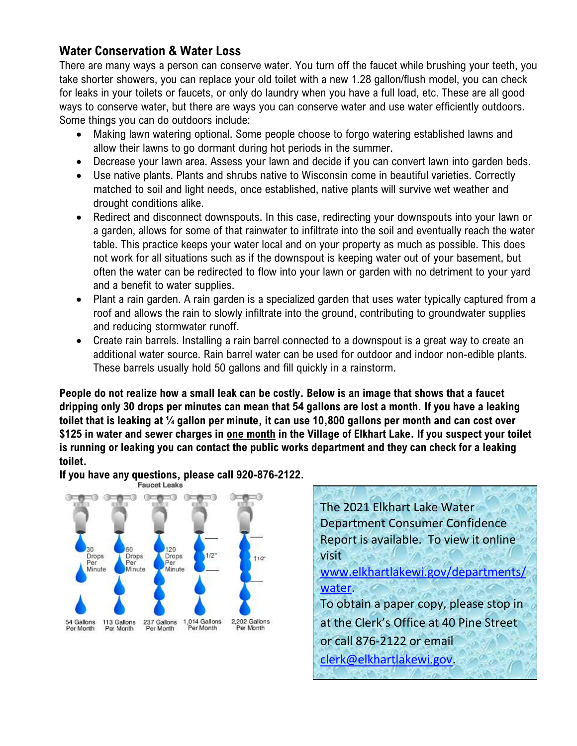## Water Conservation & Water Loss

There are many ways a person can conserve water. You turn off the faucet while brushing your teeth, you take shorter showers, you can replace your old toilet with a new 1.28 gallon/flush model, you can check for leaks in your toilets or faucets, or only do laundry when you have a full load, etc. These are all good ways to conserve water, but there are ways you can conserve water and use water efficiently outdoors. Some things you can do outdoors include:

- Making lawn watering optional. Some people choose to forgo watering established lawns and allow their lawns to go dormant during hot periods in the summer.
- Decrease your lawn area. Assess your lawn and decide if you can convert lawn into garden beds.
- Use native plants. Plants and shrubs native to Wisconsin come in beautiful varieties. Correctly matched to soil and light needs, once established, native plants will survive wet weather and drought conditions alike.
- Redirect and disconnect downspouts. In this case, redirecting your downspouts into your lawn or a garden, allows for some of that rainwater to infiltrate into the soil and eventually reach the water table. This practice keeps your water local and on your property as much as possible. This does not work for all situations such as if the downspout is keeping water out of your basement, but often the water can be redirected to flow into your lawn or garden with no detriment to your yard and a benefit to water supplies.
- Plant a rain garden. A rain garden is a specialized garden that uses water typically captured from a roof and allows the rain to slowly infiltrate into the ground, contributing to groundwater supplies and reducing stormwater runoff.
- Create rain barrels. Installing a rain barrel connected to a downspout is a great way to create an additional water source. Rain barrel water can be used for outdoor and indoor non-edible plants. These barrels usually hold 50 gallons and fill quickly in a rainstorm.

**People do not realize how a small leak can be costly. Below is an image that shows that a faucet dripping only 30 drops per minutes can mean that 54 gallons are lost a month. If you have a leaking toilet that is leaking at ¼ gallon per minute, it can use 10,800 gallons per month and can cost over $125 in water and sewer charges in <u>one month</u> in the Village of Elkhart Lake. If you suspect your toilet is running or leaking you can contact the public works department and they can check for a leaking toilet.**

**If you have any questions, please call 920-876-2122.**

Faucet Leaks

| 30 Drops Per Minute | 60 Drops Per Minute | 120 Drops Per Minute | 1/2" | 1 1/2" |
|---|---|---|---|---|
| 54 Gallons Per Month | 113 Gallons Per Month | 237 Gallons Per Month | 1,014 Gallons Per Month | 2,202 Gallons Per Month |

The 2021 Elkhart Lake Water Department Consumer Confidence Report is available. To view it online visit www.elkhartlakewi.gov/departments/water.
To obtain a paper copy, please stop in at the Clerk's Office at 40 Pine Street or call 876-2122 or email clerk@elkhartlakewi.gov.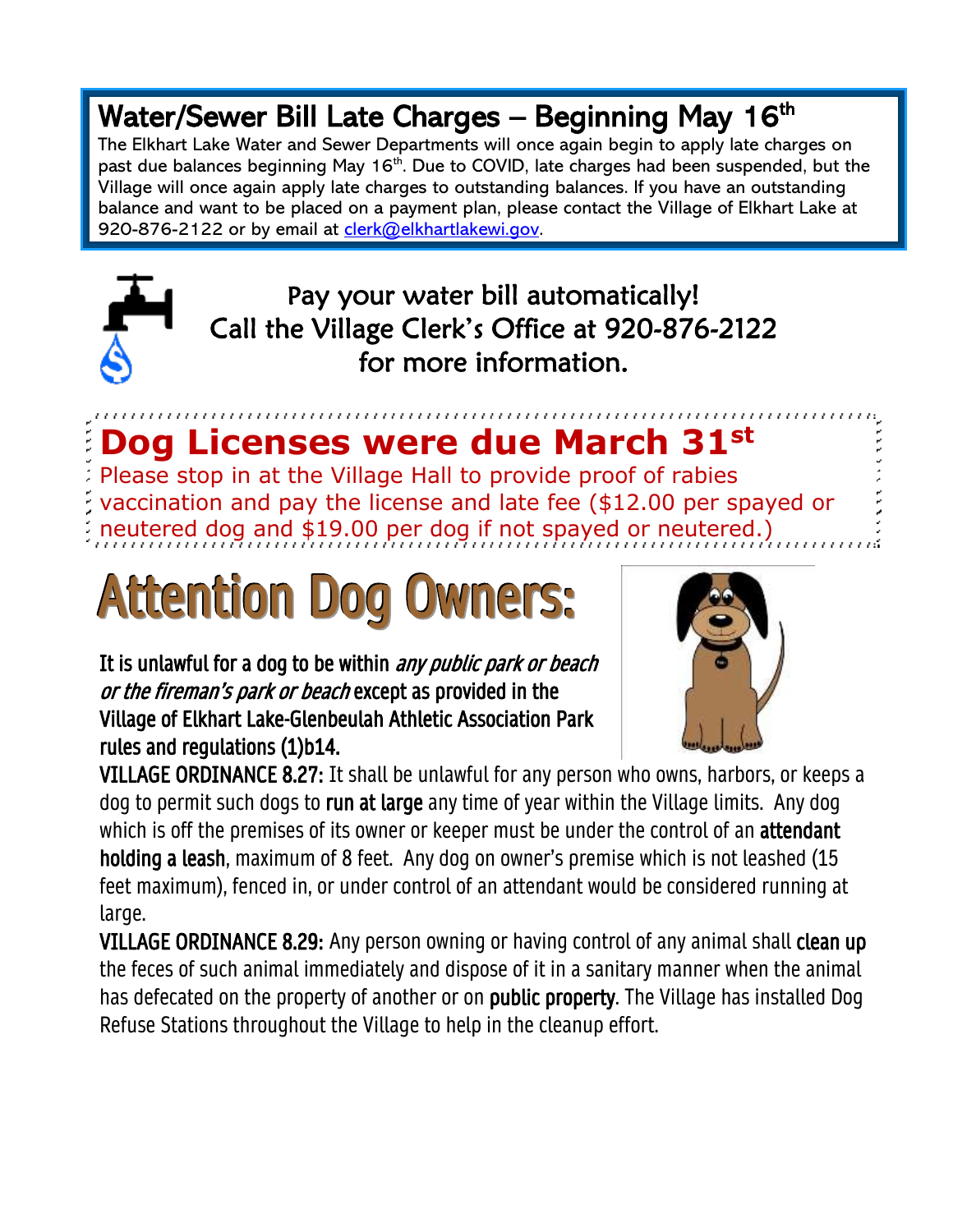## Water/Sewer Bill Late Charges – Beginning May 16th

The Elkhart Lake Water and Sewer Departments will once again begin to apply late charges on past due balances beginning May 16th. Due to COVID, late charges had been suspended, but the Village will once again apply late charges to outstanding balances. If you have an outstanding balance and want to be placed on a payment plan, please contact the Village of Elkhart Lake at 920-876-2122 or by email at clerk@elkhartlakewi.gov.

Pay your water bill automatically!
Call the Village Clerk's Office at 920-876-2122
for more information.

## Dog Licenses were due March 31st

Please stop in at the Village Hall to provide proof of rabies vaccination and pay the license and late fee ($12.00 per spayed or neutered dog and $19.00 per dog if not spayed or neutered.)

# Attention Dog Owners:

**It is unlawful for a dog to be within *any public park or beach or the fireman's park or beach* except as provided in the Village of Elkhart Lake-Glenbeulah Athletic Association Park rules and regulations (1)b14.**

**VILLAGE ORDINANCE 8.27:** It shall be unlawful for any person who owns, harbors, or keeps a dog to permit such dogs to **run at large** any time of year within the Village limits. Any dog which is off the premises of its owner or keeper must be under the control of an **attendant holding a leash**, maximum of 8 feet. Any dog on owner's premise which is not leashed (15 feet maximum), fenced in, or under control of an attendant would be considered running at large.

**VILLAGE ORDINANCE 8.29:** Any person owning or having control of any animal shall **clean up** the feces of such animal immediately and dispose of it in a sanitary manner when the animal has defecated on the property of another or on **public property**. The Village has installed Dog Refuse Stations throughout the Village to help in the cleanup effort.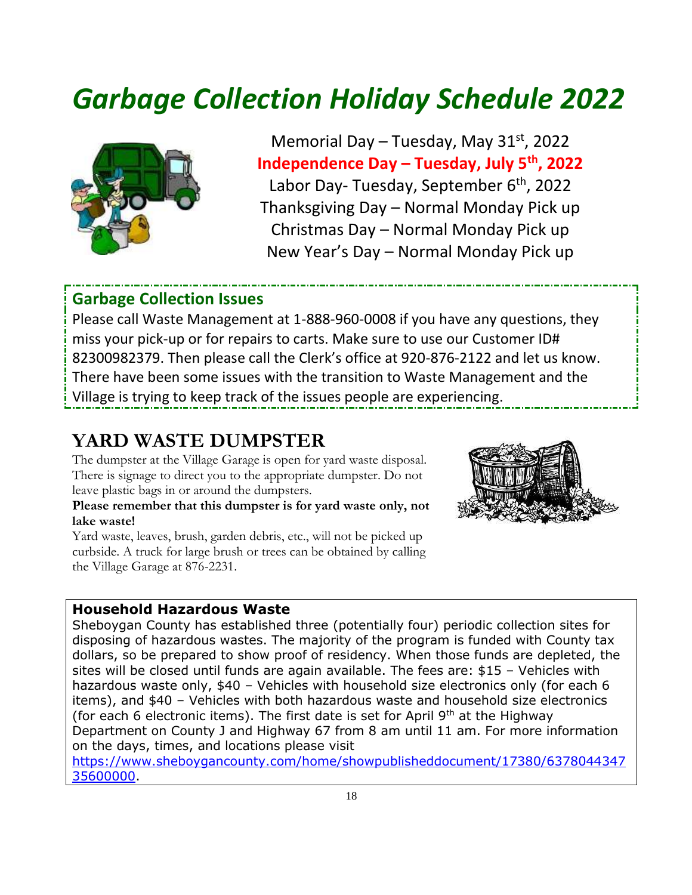# *Garbage Collection Holiday Schedule 2022*

Memorial Day – Tuesday, May 31st, 2022
**Independence Day – Tuesday, July 5th, 2022**
Labor Day- Tuesday, September 6th, 2022
Thanksgiving Day – Normal Monday Pick up
Christmas Day – Normal Monday Pick up
New Year's Day – Normal Monday Pick up

## Garbage Collection Issues

Please call Waste Management at 1-888-960-0008 if you have any questions, they miss your pick-up or for repairs to carts. Make sure to use our Customer ID# 82300982379. Then please call the Clerk's office at 920-876-2122 and let us know. There have been some issues with the transition to Waste Management and the Village is trying to keep track of the issues people are experiencing.

## YARD WASTE DUMPSTER

The dumpster at the Village Garage is open for yard waste disposal. There is signage to direct you to the appropriate dumpster. Do not leave plastic bags in or around the dumpsters.

**Please remember that this dumpster is for yard waste only, not lake waste!**

Yard waste, leaves, brush, garden debris, etc., will not be picked up curbside. A truck for large brush or trees can be obtained by calling the Village Garage at 876-2231.

### Household Hazardous Waste

Sheboygan County has established three (potentially four) periodic collection sites for disposing of hazardous wastes. The majority of the program is funded with County tax dollars, so be prepared to show proof of residency. When those funds are depleted, the sites will be closed until funds are again available. The fees are: $15 – Vehicles with hazardous waste only, $40 – Vehicles with household size electronics only (for each 6 items), and $40 – Vehicles with both hazardous waste and household size electronics (for each 6 electronic items). The first date is set for April 9th at the Highway Department on County J and Highway 67 from 8 am until 11 am. For more information on the days, times, and locations please visit https://www.sheboygancounty.com/home/showpublisheddocument/17380/637804434735600000.